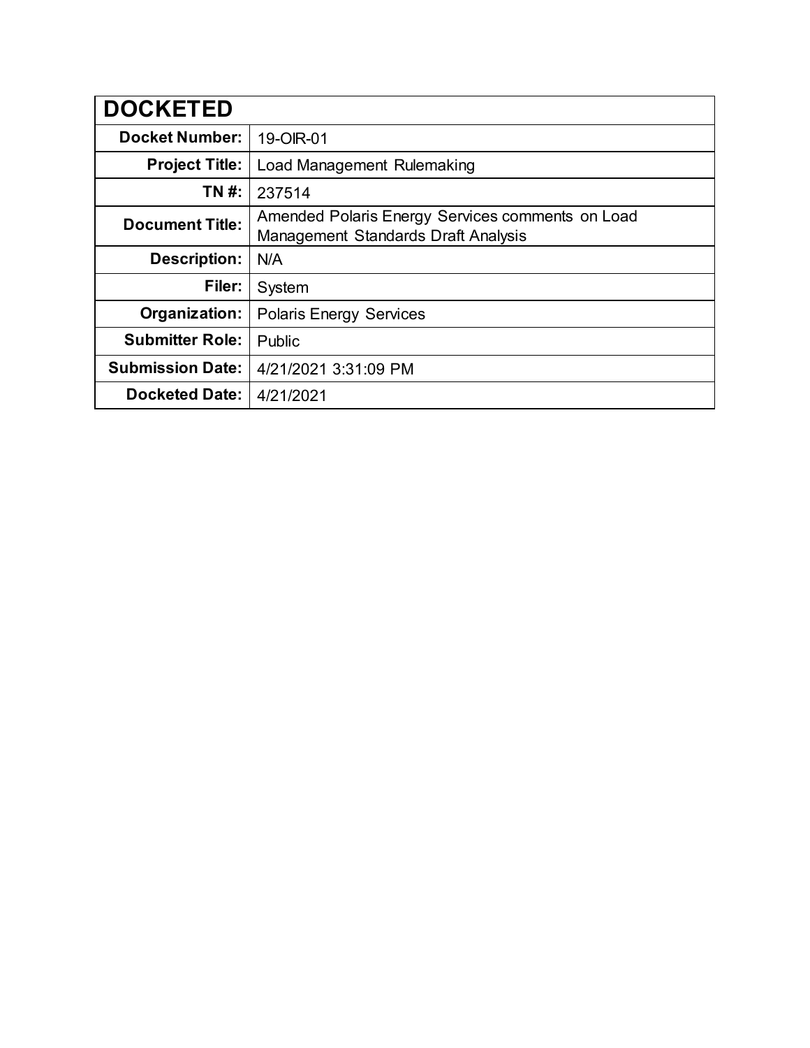| DOCKETED | |
|---|---|
| **Docket Number:** | 19-OIR-01 |
| **Project Title:** | Load Management Rulemaking |
| **TN #:** | 237514 |
| **Document Title:** | Amended Polaris Energy Services comments on Load Management Standards Draft Analysis |
| **Description:** | N/A |
| **Filer:** | System |
| **Organization:** | Polaris Energy Services |
| **Submitter Role:** | Public |
| **Submission Date:** | 4/21/2021 3:31:09 PM |
| **Docketed Date:** | 4/21/2021 |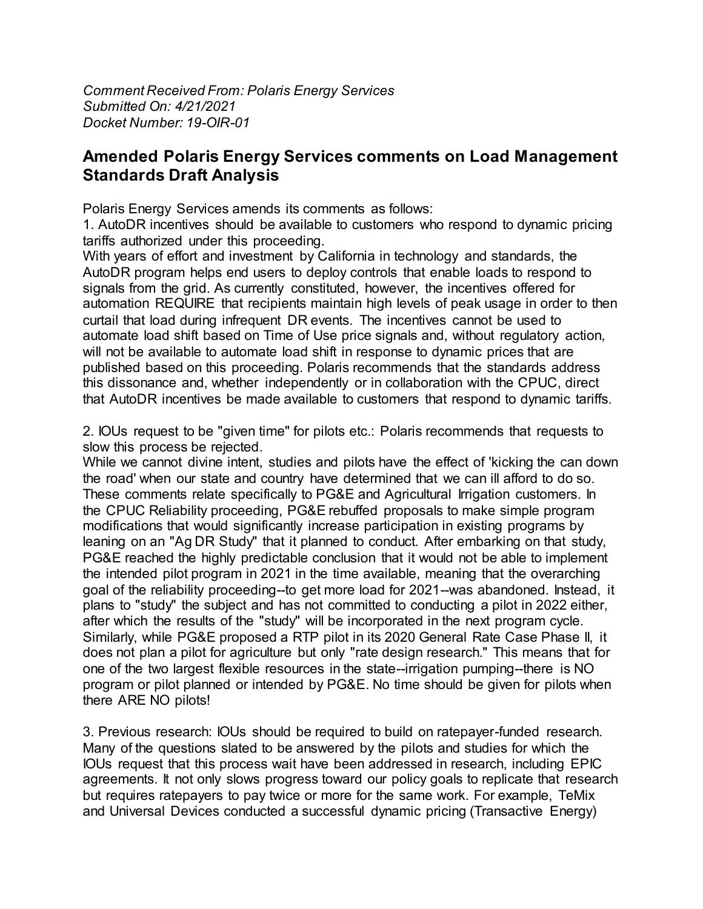*Comment Received From: Polaris Energy Services*
*Submitted On: 4/21/2021*
*Docket Number: 19-OIR-01*

## Amended Polaris Energy Services comments on Load Management Standards Draft Analysis

Polaris Energy Services amends its comments as follows:

1. AutoDR incentives should be available to customers who respond to dynamic pricing tariffs authorized under this proceeding.

With years of effort and investment by California in technology and standards, the AutoDR program helps end users to deploy controls that enable loads to respond to signals from the grid. As currently constituted, however, the incentives offered for automation REQUIRE that recipients maintain high levels of peak usage in order to then curtail that load during infrequent DR events. The incentives cannot be used to automate load shift based on Time of Use price signals and, without regulatory action, will not be available to automate load shift in response to dynamic prices that are published based on this proceeding. Polaris recommends that the standards address this dissonance and, whether independently or in collaboration with the CPUC, direct that AutoDR incentives be made available to customers that respond to dynamic tariffs.

2. IOUs request to be "given time" for pilots etc.: Polaris recommends that requests to slow this process be rejected.

While we cannot divine intent, studies and pilots have the effect of 'kicking the can down the road' when our state and country have determined that we can ill afford to do so. These comments relate specifically to PG&E and Agricultural Irrigation customers. In the CPUC Reliability proceeding, PG&E rebuffed proposals to make simple program modifications that would significantly increase participation in existing programs by leaning on an "Ag DR Study" that it planned to conduct. After embarking on that study, PG&E reached the highly predictable conclusion that it would not be able to implement the intended pilot program in 2021 in the time available, meaning that the overarching goal of the reliability proceeding--to get more load for 2021--was abandoned. Instead, it plans to "study" the subject and has not committed to conducting a pilot in 2022 either, after which the results of the "study" will be incorporated in the next program cycle. Similarly, while PG&E proposed a RTP pilot in its 2020 General Rate Case Phase II, it does not plan a pilot for agriculture but only "rate design research." This means that for one of the two largest flexible resources in the state--irrigation pumping--there is NO program or pilot planned or intended by PG&E. No time should be given for pilots when there ARE NO pilots!

3. Previous research: IOUs should be required to build on ratepayer-funded research. Many of the questions slated to be answered by the pilots and studies for which the IOUs request that this process wait have been addressed in research, including EPIC agreements. It not only slows progress toward our policy goals to replicate that research but requires ratepayers to pay twice or more for the same work. For example, TeMix and Universal Devices conducted a successful dynamic pricing (Transactive Energy)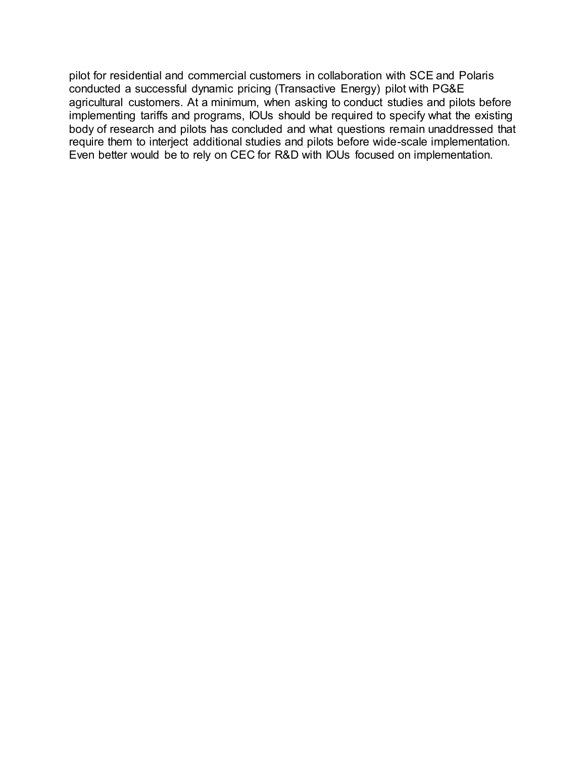pilot for residential and commercial customers in collaboration with SCE and Polaris conducted a successful dynamic pricing (Transactive Energy) pilot with PG&E agricultural customers. At a minimum, when asking to conduct studies and pilots before implementing tariffs and programs, IOUs should be required to specify what the existing body of research and pilots has concluded and what questions remain unaddressed that require them to interject additional studies and pilots before wide-scale implementation. Even better would be to rely on CEC for R&D with IOUs focused on implementation.